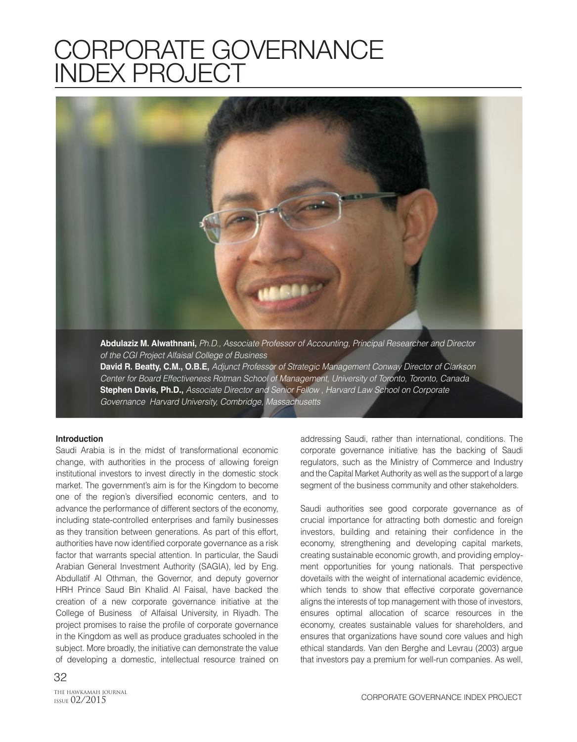# CORPORATE GOVERNANCE INDEX PROJECT

**Abdulaziz M. Alwathnani,** *Ph.D., Associate Professor of Accounting, Principal Researcher and Director of the CGI Project Alfaisal College of Business*
**David R. Beatty, C.M., O.B.E,** *Adjunct Professor of Strategic Management Conway Director of Clarkson Center for Board Effectiveness Rotman School of Management, University of Toronto, Toronto, Canada*
**Stephen Davis, Ph.D.,** *Associate Director and Senior Fellow , Harvard Law School on Corporate Governance Harvard University, Combridge, Massachusetts*

**Introduction**

Saudi Arabia is in the midst of transformational economic change, with authorities in the process of allowing foreign institutional investors to invest directly in the domestic stock market. The government's aim is for the Kingdom to become one of the region's diversified economic centers, and to advance the performance of different sectors of the economy, including state-controlled enterprises and family businesses as they transition between generations. As part of this effort, authorities have now identified corporate governance as a risk factor that warrants special attention. In particular, the Saudi Arabian General Investment Authority (SAGIA), led by Eng. Abdullatif Al Othman, the Governor, and deputy governor HRH Prince Saud Bin Khalid Al Faisal, have backed the creation of a new corporate governance initiative at the College of Business of Alfaisal University, in Riyadh. The project promises to raise the profile of corporate governance in the Kingdom as well as produce graduates schooled in the subject. More broadly, the initiative can demonstrate the value of developing a domestic, intellectual resource trained on addressing Saudi, rather than international, conditions. The corporate governance initiative has the backing of Saudi regulators, such as the Ministry of Commerce and Industry and the Capital Market Authority as well as the support of a large segment of the business community and other stakeholders.

Saudi authorities see good corporate governance as of crucial importance for attracting both domestic and foreign investors, building and retaining their confidence in the economy, strengthening and developing capital markets, creating sustainable economic growth, and providing employment opportunities for young nationals. That perspective dovetails with the weight of international academic evidence, which tends to show that effective corporate governance aligns the interests of top management with those of investors, ensures optimal allocation of scarce resources in the economy, creates sustainable values for shareholders, and ensures that organizations have sound core values and high ethical standards. Van den Berghe and Levrau (2003) argue that investors pay a premium for well-run companies. As well,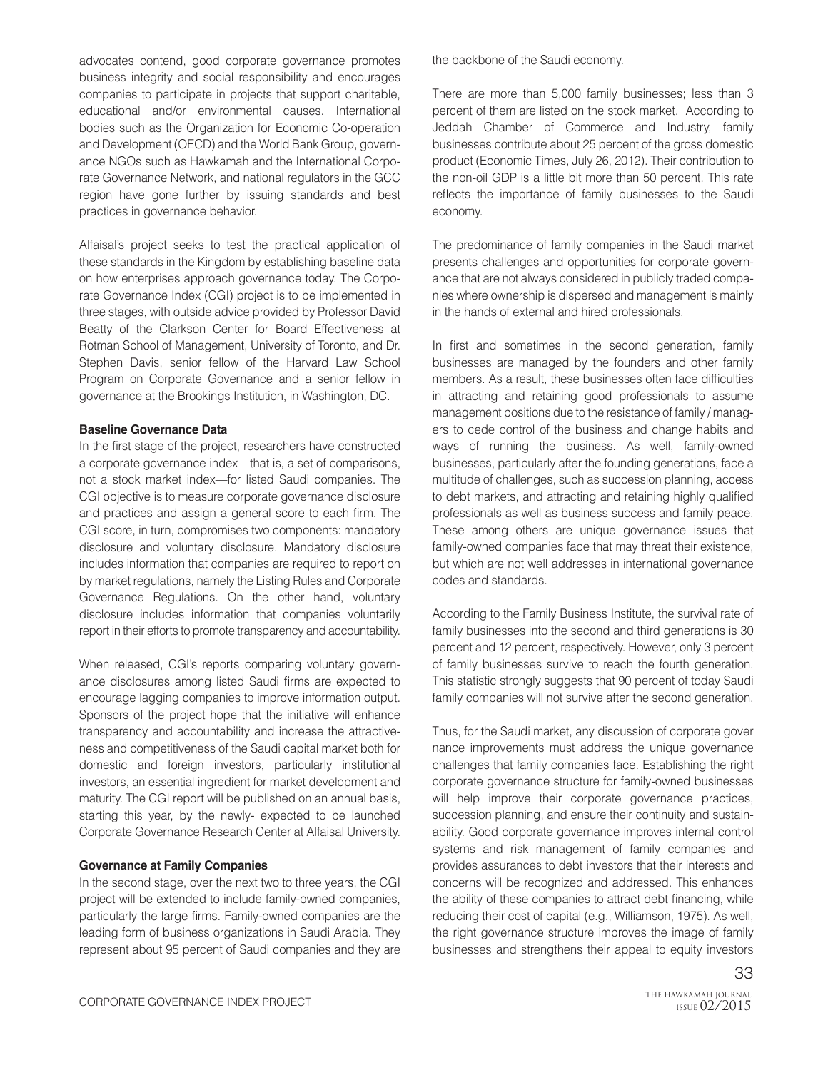advocates contend, good corporate governance promotes business integrity and social responsibility and encourages companies to participate in projects that support charitable, educational and/or environmental causes. International bodies such as the Organization for Economic Co-operation and Development (OECD) and the World Bank Group, governance NGOs such as Hawkamah and the International Corporate Governance Network, and national regulators in the GCC region have gone further by issuing standards and best practices in governance behavior.

Alfaisal's project seeks to test the practical application of these standards in the Kingdom by establishing baseline data on how enterprises approach governance today. The Corporate Governance Index (CGI) project is to be implemented in three stages, with outside advice provided by Professor David Beatty of the Clarkson Center for Board Effectiveness at Rotman School of Management, University of Toronto, and Dr. Stephen Davis, senior fellow of the Harvard Law School Program on Corporate Governance and a senior fellow in governance at the Brookings Institution, in Washington, DC.

**Baseline Governance Data**

In the first stage of the project, researchers have constructed a corporate governance index—that is, a set of comparisons, not a stock market index—for listed Saudi companies. The CGI objective is to measure corporate governance disclosure and practices and assign a general score to each firm. The CGI score, in turn, compromises two components: mandatory disclosure and voluntary disclosure. Mandatory disclosure includes information that companies are required to report on by market regulations, namely the Listing Rules and Corporate Governance Regulations. On the other hand, voluntary disclosure includes information that companies voluntarily report in their efforts to promote transparency and accountability.

When released, CGI's reports comparing voluntary governance disclosures among listed Saudi firms are expected to encourage lagging companies to improve information output. Sponsors of the project hope that the initiative will enhance transparency and accountability and increase the attractiveness and competitiveness of the Saudi capital market both for domestic and foreign investors, particularly institutional investors, an essential ingredient for market development and maturity. The CGI report will be published on an annual basis, starting this year, by the newly- expected to be launched Corporate Governance Research Center at Alfaisal University.

**Governance at Family Companies**

In the second stage, over the next two to three years, the CGI project will be extended to include family-owned companies, particularly the large firms. Family-owned companies are the leading form of business organizations in Saudi Arabia. They represent about 95 percent of Saudi companies and they are the backbone of the Saudi economy.

There are more than 5,000 family businesses; less than 3 percent of them are listed on the stock market. According to Jeddah Chamber of Commerce and Industry, family businesses contribute about 25 percent of the gross domestic product (Economic Times, July 26, 2012). Their contribution to the non-oil GDP is a little bit more than 50 percent. This rate reflects the importance of family businesses to the Saudi economy.

The predominance of family companies in the Saudi market presents challenges and opportunities for corporate governance that are not always considered in publicly traded companies where ownership is dispersed and management is mainly in the hands of external and hired professionals.

In first and sometimes in the second generation, family businesses are managed by the founders and other family members. As a result, these businesses often face difficulties in attracting and retaining good professionals to assume management positions due to the resistance of family / managers to cede control of the business and change habits and ways of running the business. As well, family-owned businesses, particularly after the founding generations, face a multitude of challenges, such as succession planning, access to debt markets, and attracting and retaining highly qualified professionals as well as business success and family peace. These among others are unique governance issues that family-owned companies face that may threat their existence, but which are not well addresses in international governance codes and standards.

According to the Family Business Institute, the survival rate of family businesses into the second and third generations is 30 percent and 12 percent, respectively. However, only 3 percent of family businesses survive to reach the fourth generation. This statistic strongly suggests that 90 percent of today Saudi family companies will not survive after the second generation.

Thus, for the Saudi market, any discussion of corporate governance improvements must address the unique governance challenges that family companies face. Establishing the right corporate governance structure for family-owned businesses will help improve their corporate governance practices, succession planning, and ensure their continuity and sustainability. Good corporate governance improves internal control systems and risk management of family companies and provides assurances to debt investors that their interests and concerns will be recognized and addressed. This enhances the ability of these companies to attract debt financing, while reducing their cost of capital (e.g., Williamson, 1975). As well, the right governance structure improves the image of family businesses and strengthens their appeal to equity investors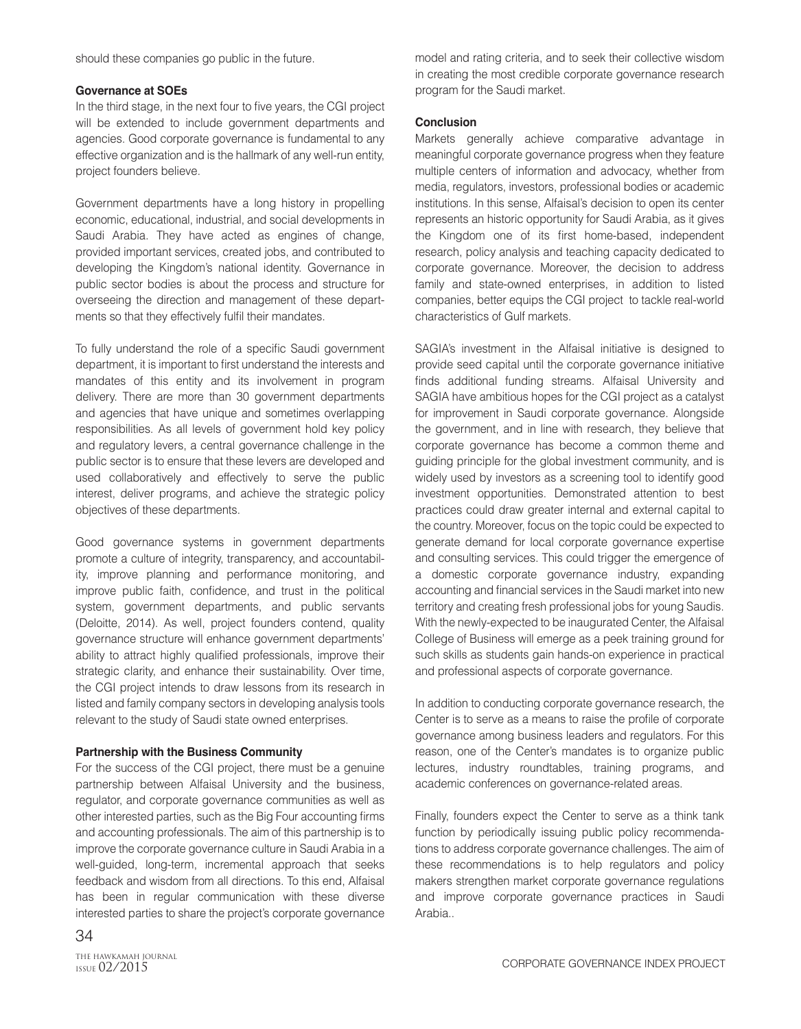should these companies go public in the future.

**Governance at SOEs**

In the third stage, in the next four to five years, the CGI project will be extended to include government departments and agencies. Good corporate governance is fundamental to any effective organization and is the hallmark of any well-run entity, project founders believe.

Government departments have a long history in propelling economic, educational, industrial, and social developments in Saudi Arabia. They have acted as engines of change, provided important services, created jobs, and contributed to developing the Kingdom's national identity. Governance in public sector bodies is about the process and structure for overseeing the direction and management of these departments so that they effectively fulfil their mandates.

To fully understand the role of a specific Saudi government department, it is important to first understand the interests and mandates of this entity and its involvement in program delivery. There are more than 30 government departments and agencies that have unique and sometimes overlapping responsibilities. As all levels of government hold key policy and regulatory levers, a central governance challenge in the public sector is to ensure that these levers are developed and used collaboratively and effectively to serve the public interest, deliver programs, and achieve the strategic policy objectives of these departments.

Good governance systems in government departments promote a culture of integrity, transparency, and accountability, improve planning and performance monitoring, and improve public faith, confidence, and trust in the political system, government departments, and public servants (Deloitte, 2014). As well, project founders contend, quality governance structure will enhance government departments' ability to attract highly qualified professionals, improve their strategic clarity, and enhance their sustainability. Over time, the CGI project intends to draw lessons from its research in listed and family company sectors in developing analysis tools relevant to the study of Saudi state owned enterprises.

**Partnership with the Business Community**

For the success of the CGI project, there must be a genuine partnership between Alfaisal University and the business, regulator, and corporate governance communities as well as other interested parties, such as the Big Four accounting firms and accounting professionals. The aim of this partnership is to improve the corporate governance culture in Saudi Arabia in a well-guided, long-term, incremental approach that seeks feedback and wisdom from all directions. To this end, Alfaisal has been in regular communication with these diverse interested parties to share the project's corporate governance model and rating criteria, and to seek their collective wisdom in creating the most credible corporate governance research program for the Saudi market.

**Conclusion**

Markets generally achieve comparative advantage in meaningful corporate governance progress when they feature multiple centers of information and advocacy, whether from media, regulators, investors, professional bodies or academic institutions. In this sense, Alfaisal's decision to open its center represents an historic opportunity for Saudi Arabia, as it gives the Kingdom one of its first home-based, independent research, policy analysis and teaching capacity dedicated to corporate governance. Moreover, the decision to address family and state-owned enterprises, in addition to listed companies, better equips the CGI project to tackle real-world characteristics of Gulf markets.

SAGIA's investment in the Alfaisal initiative is designed to provide seed capital until the corporate governance initiative finds additional funding streams. Alfaisal University and SAGIA have ambitious hopes for the CGI project as a catalyst for improvement in Saudi corporate governance. Alongside the government, and in line with research, they believe that corporate governance has become a common theme and guiding principle for the global investment community, and is widely used by investors as a screening tool to identify good investment opportunities. Demonstrated attention to best practices could draw greater internal and external capital to the country. Moreover, focus on the topic could be expected to generate demand for local corporate governance expertise and consulting services. This could trigger the emergence of a domestic corporate governance industry, expanding accounting and financial services in the Saudi market into new territory and creating fresh professional jobs for young Saudis. With the newly-expected to be inaugurated Center, the Alfaisal College of Business will emerge as a peek training ground for such skills as students gain hands-on experience in practical and professional aspects of corporate governance.

In addition to conducting corporate governance research, the Center is to serve as a means to raise the profile of corporate governance among business leaders and regulators. For this reason, one of the Center's mandates is to organize public lectures, industry roundtables, training programs, and academic conferences on governance-related areas.

Finally, founders expect the Center to serve as a think tank function by periodically issuing public policy recommendations to address corporate governance challenges. The aim of these recommendations is to help regulators and policy makers strengthen market corporate governance regulations and improve corporate governance practices in Saudi Arabia..